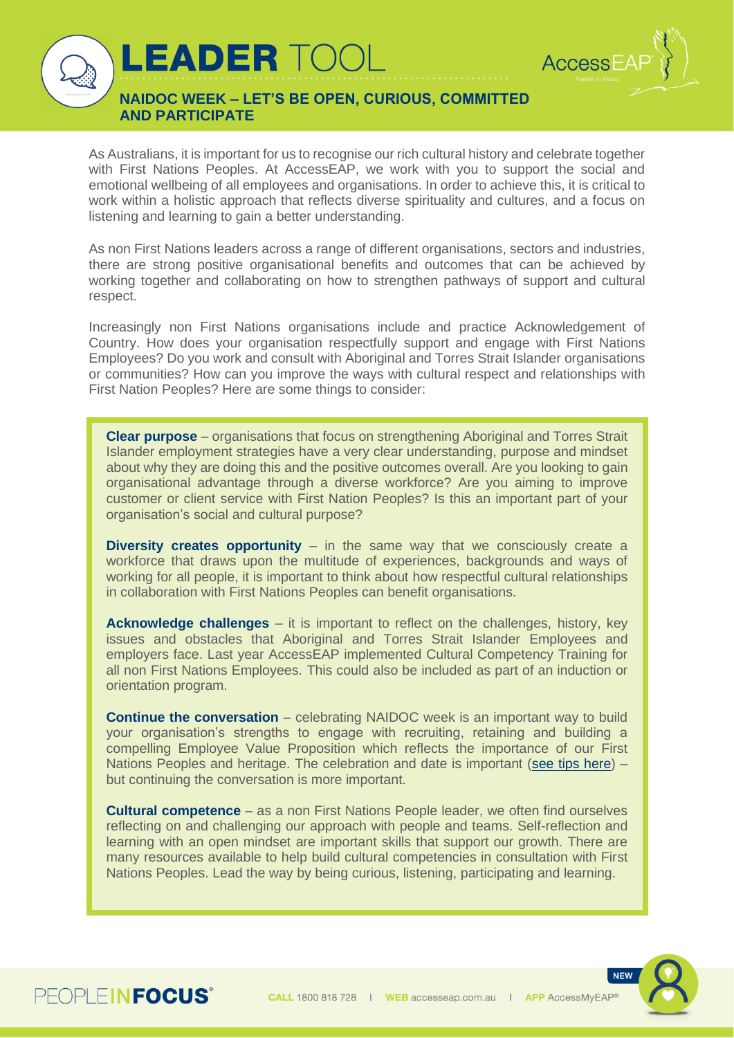# LEADER TOOL

## NAIDOC WEEK – LET'S BE OPEN, CURIOUS, COMMITTED AND PARTICIPATE

As Australians, it is important for us to recognise our rich cultural history and celebrate together with First Nations Peoples. At AccessEAP, we work with you to support the social and emotional wellbeing of all employees and organisations. In order to achieve this, it is critical to work within a holistic approach that reflects diverse spirituality and cultures, and a focus on listening and learning to gain a better understanding.

As non First Nations leaders across a range of different organisations, sectors and industries, there are strong positive organisational benefits and outcomes that can be achieved by working together and collaborating on how to strengthen pathways of support and cultural respect.

Increasingly non First Nations organisations include and practice Acknowledgement of Country. How does your organisation respectfully support and engage with First Nations Employees? Do you work and consult with Aboriginal and Torres Strait Islander organisations or communities? How can you improve the ways with cultural respect and relationships with First Nation Peoples? Here are some things to consider:

**Clear purpose** – organisations that focus on strengthening Aboriginal and Torres Strait Islander employment strategies have a very clear understanding, purpose and mindset about why they are doing this and the positive outcomes overall. Are you looking to gain organisational advantage through a diverse workforce? Are you aiming to improve customer or client service with First Nation Peoples? Is this an important part of your organisation's social and cultural purpose?

**Diversity creates opportunity** – in the same way that we consciously create a workforce that draws upon the multitude of experiences, backgrounds and ways of working for all people, it is important to think about how respectful cultural relationships in collaboration with First Nations Peoples can benefit organisations.

**Acknowledge challenges** – it is important to reflect on the challenges, history, key issues and obstacles that Aboriginal and Torres Strait Islander Employees and employers face. Last year AccessEAP implemented Cultural Competency Training for all non First Nations Employees. This could also be included as part of an induction or orientation program.

**Continue the conversation** – celebrating NAIDOC week is an important way to build your organisation's strengths to engage with recruiting, retaining and building a compelling Employee Value Proposition which reflects the importance of our First Nations Peoples and heritage. The celebration and date is important (see tips here) – but continuing the conversation is more important.

**Cultural competence** – as a non First Nations People leader, we often find ourselves reflecting on and challenging our approach with people and teams. Self-reflection and learning with an open mindset are important skills that support our growth. There are many resources available to help build cultural competencies in consultation with First Nations Peoples. Lead the way by being curious, listening, participating and learning.

PEOPLEINFOCUS

CALL 1800 818 728 | WEB accesseap.com.au | APP AccessMyEAP® NEW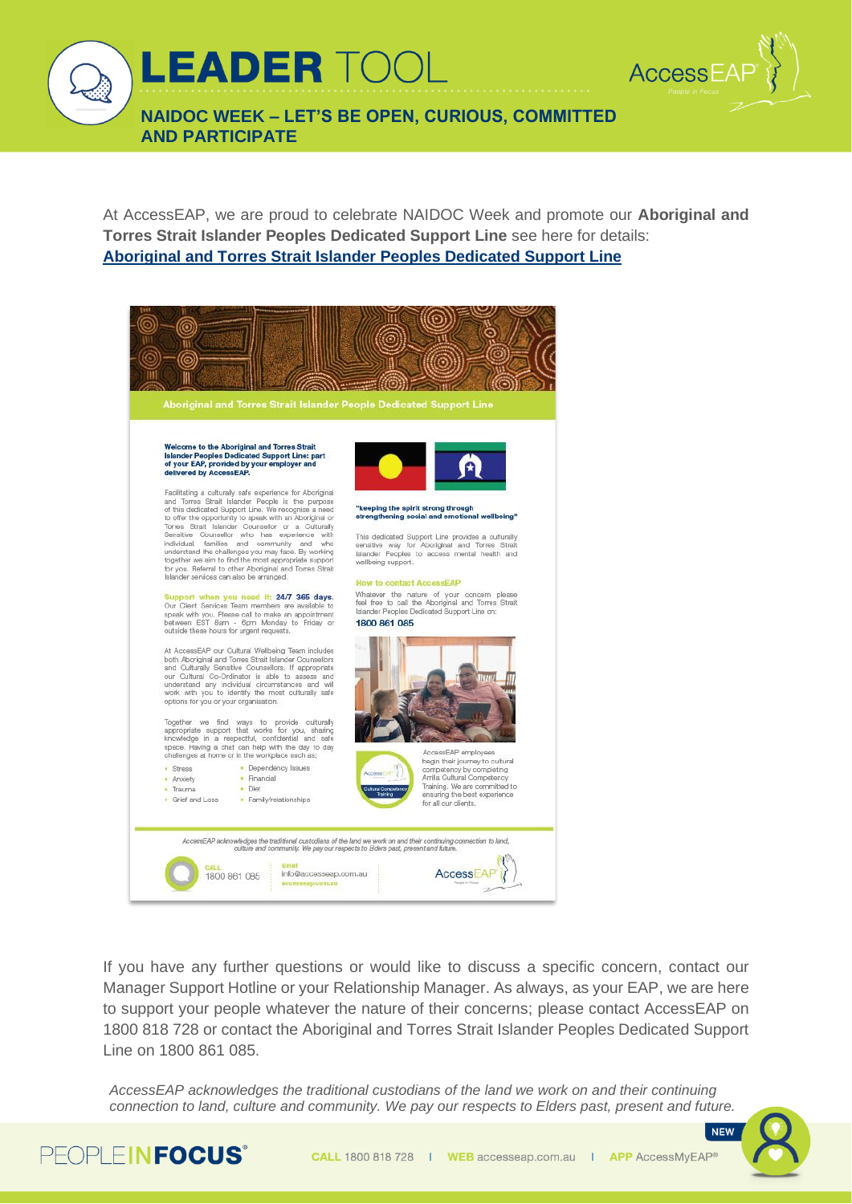# LEADER TOOL

## NAIDOC WEEK – LET'S BE OPEN, CURIOUS, COMMITTED AND PARTICIPATE

At AccessEAP, we are proud to celebrate NAIDOC Week and promote our **Aboriginal and Torres Strait Islander Peoples Dedicated Support Line** see here for details: **Aboriginal and Torres Strait Islander Peoples Dedicated Support Line**

### Aboriginal and Torres Strait Islander People Dedicated Support Line

**Welcome to the Aboriginal and Torres Strait Islander Peoples Dedicated Support Line: part of your EAP, provided by your employer and delivered by AccessEAP.**

Facilitating a culturally safe experience for Aboriginal and Torres Strait Islander People is the purpose of this dedicated Support Line. We recognise a need to offer the opportunity to speak with an Aboriginal or Torres Strait Islander Counsellor or a Culturally Sensitive Counsellor who has experience with individual, families and community and who understand the challenges you may face. By working together we aim to find the most appropriate support for you. Referral to other Aboriginal and Torres Strait Islander services can also be arranged.

**Support when you need it: 24/7 365 days.** Our Client Services Team members are available to speak with you. Please call to make an appointment between EST 8am - 6pm Monday to Friday or outside these hours for urgent requests.

At AccessEAP our Cultural Wellbeing Team includes both Aboriginal and Torres Strait Islander Counsellors and Culturally Sensitive Counsellors. If appropriate our Cultural Co-Ordinator is able to assess and understand any individual circumstances and will work with you to identify the most culturally safe options for you or your organisation.

Together we find ways to provide culturally appropriate support that works for you, sharing knowledge in a respectful, confidential and safe space. Having a chat can help with the day to day challenges at home or in the workplace such as;

- Stress
- Anxiety
- Trauma
- Grief and Loss
- Dependency Issues
- Financial
- Diet
- Family/relationships

**"keeping the spirit strong through strengthening social and emotional wellbeing"**

This dedicated Support Line provides a culturally sensitive way for Aboriginal and Torres Strait Islander Peoples to access mental health and wellbeing support.

**How to contact AccessEAP**

Whatever the nature of your concern please feel free to call the Aboriginal and Torres Strait Islander Peoples Dedicated Support Line on:

**1800 861 085**

AccessEAP employees begin their journey to cultural competency by completing Arrilla Cultural Competency Training. We are committed to ensuring the best experience for all our clients.

*AccessEAP acknowledges the traditional custodians of the land we work on and their continuing connection to land, culture and community. We pay our respects to Elders past, present and future.*

CALL 1800 861 085 | Email info@accesseap.com.au accesseap.com.au

If you have any further questions or would like to discuss a specific concern, contact our Manager Support Hotline or your Relationship Manager. As always, as your EAP, we are here to support your people whatever the nature of their concerns; please contact AccessEAP on 1800 818 728 or contact the Aboriginal and Torres Strait Islander Peoples Dedicated Support Line on 1800 861 085.

*AccessEAP acknowledges the traditional custodians of the land we work on and their continuing connection to land, culture and community. We pay our respects to Elders past, present and future.*

PEOPLE IN FOCUS

CALL 1800 818 728 | WEB accesseap.com.au | APP AccessMyEAP®